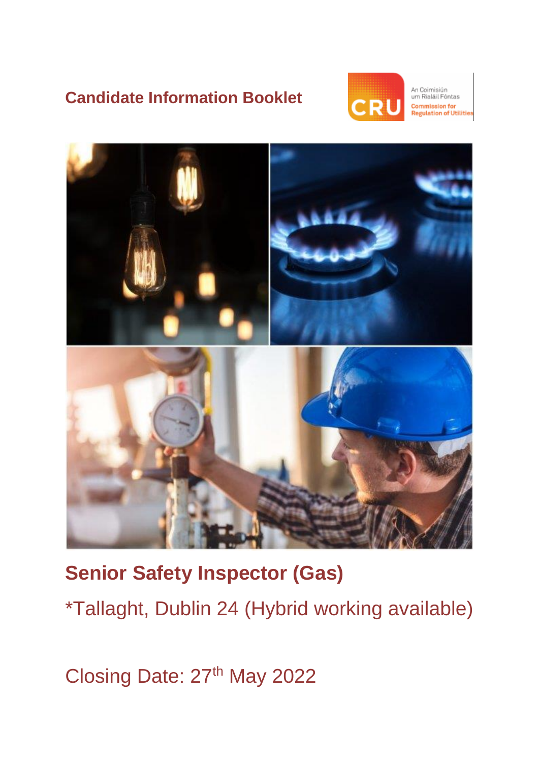# Candidate Information Booklet

An Coimisiún um Rialáil Fóntas

Commission for Regulation of Utilities

## Senior Safety Inspector (Gas)

*Tallaght, Dublin 24 (Hybrid working available)

Closing Date: 27th May 2022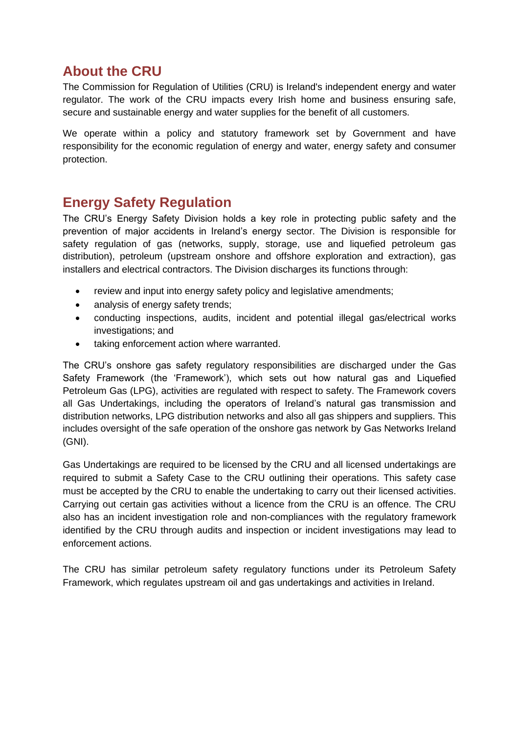## About the CRU

The Commission for Regulation of Utilities (CRU) is Ireland's independent energy and water regulator. The work of the CRU impacts every Irish home and business ensuring safe, secure and sustainable energy and water supplies for the benefit of all customers.

We operate within a policy and statutory framework set by Government and have responsibility for the economic regulation of energy and water, energy safety and consumer protection.

## Energy Safety Regulation

The CRU's Energy Safety Division holds a key role in protecting public safety and the prevention of major accidents in Ireland's energy sector. The Division is responsible for safety regulation of gas (networks, supply, storage, use and liquefied petroleum gas distribution), petroleum (upstream onshore and offshore exploration and extraction), gas installers and electrical contractors. The Division discharges its functions through:

- review and input into energy safety policy and legislative amendments;
- analysis of energy safety trends;
- conducting inspections, audits, incident and potential illegal gas/electrical works investigations; and
- taking enforcement action where warranted.

The CRU's onshore gas safety regulatory responsibilities are discharged under the Gas Safety Framework (the 'Framework'), which sets out how natural gas and Liquefied Petroleum Gas (LPG), activities are regulated with respect to safety. The Framework covers all Gas Undertakings, including the operators of Ireland's natural gas transmission and distribution networks, LPG distribution networks and also all gas shippers and suppliers. This includes oversight of the safe operation of the onshore gas network by Gas Networks Ireland (GNI).

Gas Undertakings are required to be licensed by the CRU and all licensed undertakings are required to submit a Safety Case to the CRU outlining their operations. This safety case must be accepted by the CRU to enable the undertaking to carry out their licensed activities. Carrying out certain gas activities without a licence from the CRU is an offence. The CRU also has an incident investigation role and non-compliances with the regulatory framework identified by the CRU through audits and inspection or incident investigations may lead to enforcement actions.

The CRU has similar petroleum safety regulatory functions under its Petroleum Safety Framework, which regulates upstream oil and gas undertakings and activities in Ireland.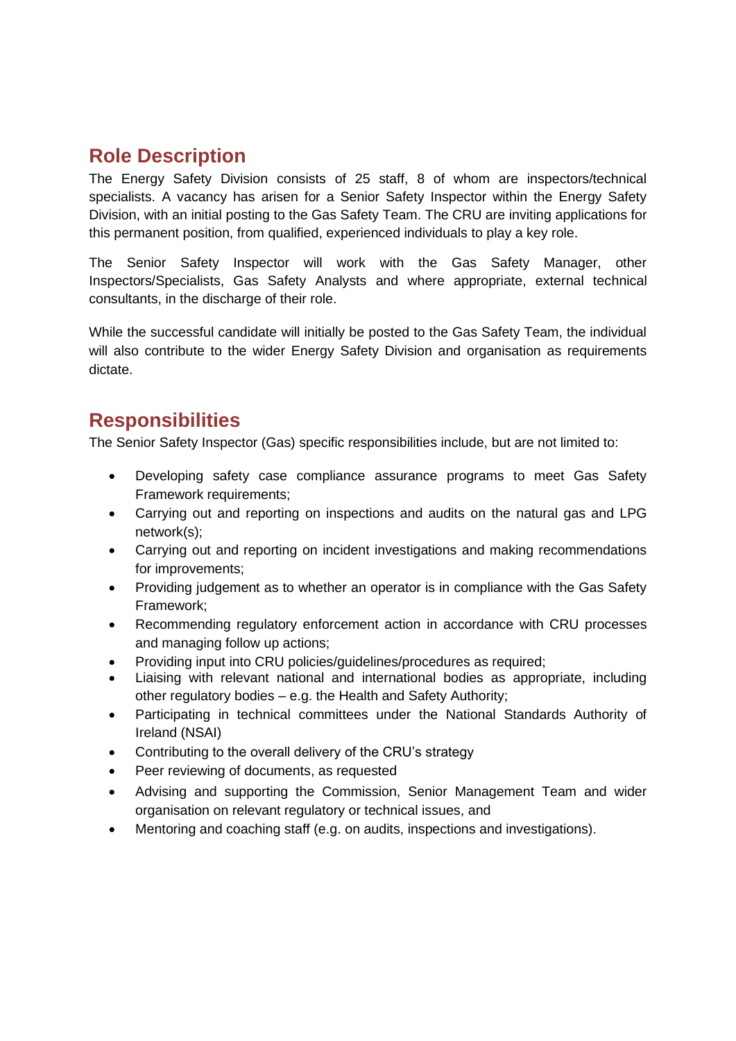## Role Description

The Energy Safety Division consists of 25 staff, 8 of whom are inspectors/technical specialists. A vacancy has arisen for a Senior Safety Inspector within the Energy Safety Division, with an initial posting to the Gas Safety Team. The CRU are inviting applications for this permanent position, from qualified, experienced individuals to play a key role.

The Senior Safety Inspector will work with the Gas Safety Manager, other Inspectors/Specialists, Gas Safety Analysts and where appropriate, external technical consultants, in the discharge of their role.

While the successful candidate will initially be posted to the Gas Safety Team, the individual will also contribute to the wider Energy Safety Division and organisation as requirements dictate.

## Responsibilities

The Senior Safety Inspector (Gas) specific responsibilities include, but are not limited to:

- Developing safety case compliance assurance programs to meet Gas Safety Framework requirements;
- Carrying out and reporting on inspections and audits on the natural gas and LPG network(s);
- Carrying out and reporting on incident investigations and making recommendations for improvements;
- Providing judgement as to whether an operator is in compliance with the Gas Safety Framework;
- Recommending regulatory enforcement action in accordance with CRU processes and managing follow up actions;
- Providing input into CRU policies/guidelines/procedures as required;
- Liaising with relevant national and international bodies as appropriate, including other regulatory bodies – e.g. the Health and Safety Authority;
- Participating in technical committees under the National Standards Authority of Ireland (NSAI)
- Contributing to the overall delivery of the CRU's strategy
- Peer reviewing of documents, as requested
- Advising and supporting the Commission, Senior Management Team and wider organisation on relevant regulatory or technical issues, and
- Mentoring and coaching staff (e.g. on audits, inspections and investigations).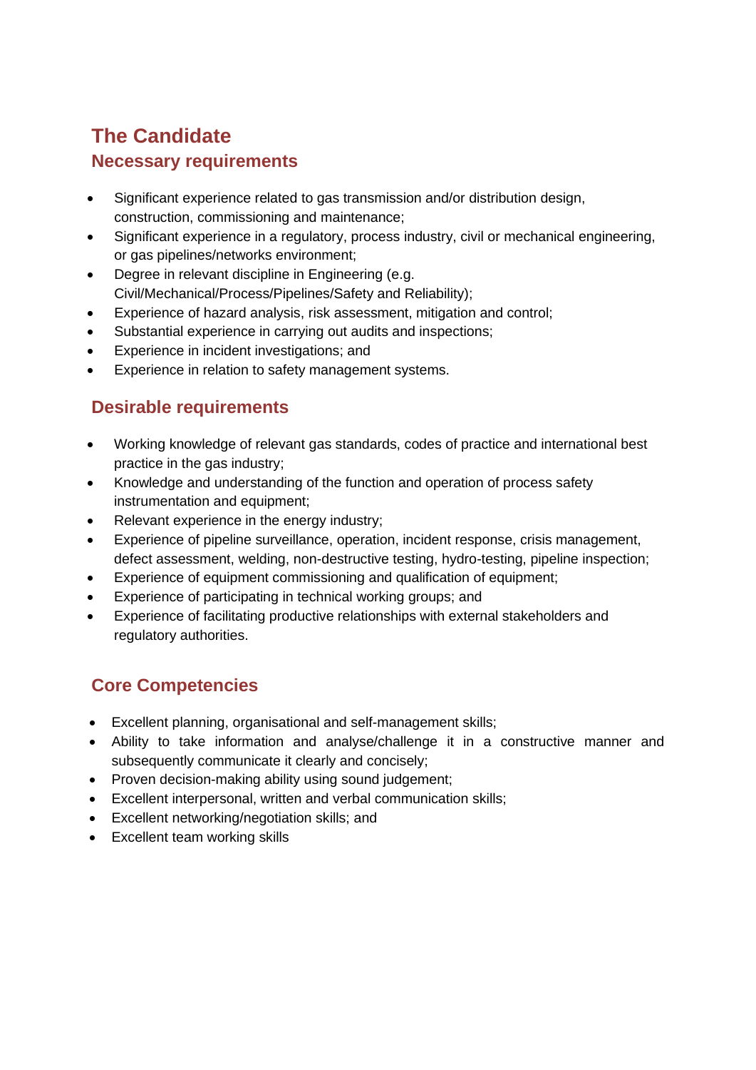## The Candidate

### Necessary requirements

- Significant experience related to gas transmission and/or distribution design, construction, commissioning and maintenance;
- Significant experience in a regulatory, process industry, civil or mechanical engineering, or gas pipelines/networks environment;
- Degree in relevant discipline in Engineering (e.g. Civil/Mechanical/Process/Pipelines/Safety and Reliability);
- Experience of hazard analysis, risk assessment, mitigation and control;
- Substantial experience in carrying out audits and inspections;
- Experience in incident investigations; and
- Experience in relation to safety management systems.

### Desirable requirements

- Working knowledge of relevant gas standards, codes of practice and international best practice in the gas industry;
- Knowledge and understanding of the function and operation of process safety instrumentation and equipment;
- Relevant experience in the energy industry;
- Experience of pipeline surveillance, operation, incident response, crisis management, defect assessment, welding, non-destructive testing, hydro-testing, pipeline inspection;
- Experience of equipment commissioning and qualification of equipment;
- Experience of participating in technical working groups; and
- Experience of facilitating productive relationships with external stakeholders and regulatory authorities.

### Core Competencies

- Excellent planning, organisational and self-management skills;
- Ability to take information and analyse/challenge it in a constructive manner and subsequently communicate it clearly and concisely;
- Proven decision-making ability using sound judgement;
- Excellent interpersonal, written and verbal communication skills;
- Excellent networking/negotiation skills; and
- Excellent team working skills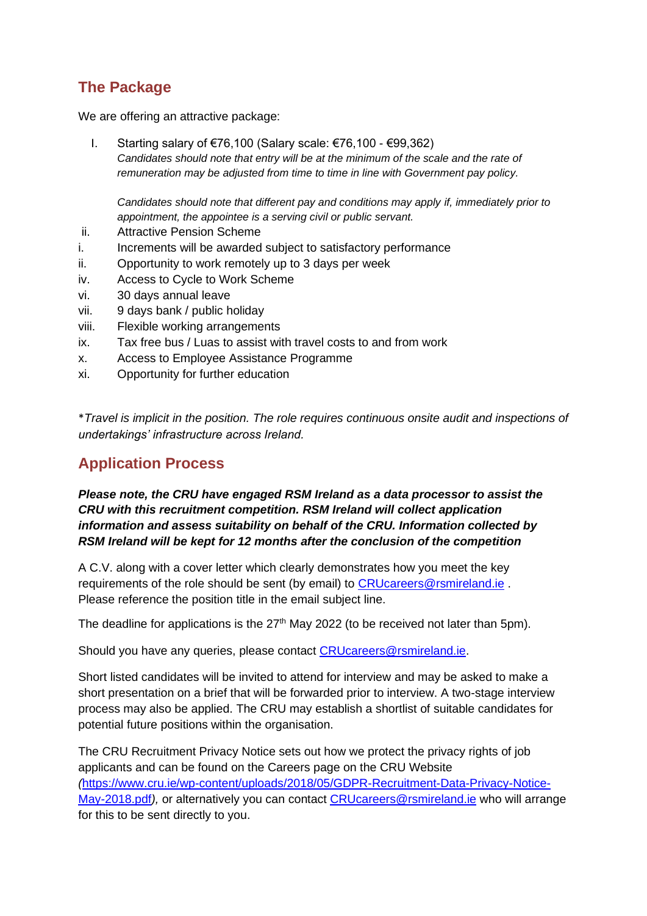## The Package

We are offering an attractive package:

I. Starting salary of €76,100 (Salary scale: €76,100 - €99,362)
*Candidates should note that entry will be at the minimum of the scale and the rate of remuneration may be adjusted from time to time in line with Government pay policy.*

*Candidates should note that different pay and conditions may apply if, immediately prior to appointment, the appointee is a serving civil or public servant.*

ii. Attractive Pension Scheme
i. Increments will be awarded subject to satisfactory performance
ii. Opportunity to work remotely up to 3 days per week
iv. Access to Cycle to Work Scheme
vi. 30 days annual leave
vii. 9 days bank / public holiday
viii. Flexible working arrangements
ix. Tax free bus / Luas to assist with travel costs to and from work
x. Access to Employee Assistance Programme
xi. Opportunity for further education

**Travel is implicit in the position. The role requires continuous onsite audit and inspections of undertakings' infrastructure across Ireland.*

## Application Process

***Please note, the CRU have engaged RSM Ireland as a data processor to assist the CRU with this recruitment competition. RSM Ireland will collect application information and assess suitability on behalf of the CRU. Information collected by RSM Ireland will be kept for 12 months after the conclusion of the competition***

A C.V. along with a cover letter which clearly demonstrates how you meet the key requirements of the role should be sent (by email) to CRUcareers@rsmireland.ie . Please reference the position title in the email subject line.

The deadline for applications is the 27th May 2022 (to be received not later than 5pm).

Should you have any queries, please contact CRUcareers@rsmireland.ie.

Short listed candidates will be invited to attend for interview and may be asked to make a short presentation on a brief that will be forwarded prior to interview. A two-stage interview process may also be applied. The CRU may establish a shortlist of suitable candidates for potential future positions within the organisation.

The CRU Recruitment Privacy Notice sets out how we protect the privacy rights of job applicants and can be found on the Careers page on the CRU Website *(*https://www.cru.ie/wp-content/uploads/2018/05/GDPR-Recruitment-Data-Privacy-Notice-May-2018.pdf*),* or alternatively you can contact CRUcareers@rsmireland.ie who will arrange for this to be sent directly to you.